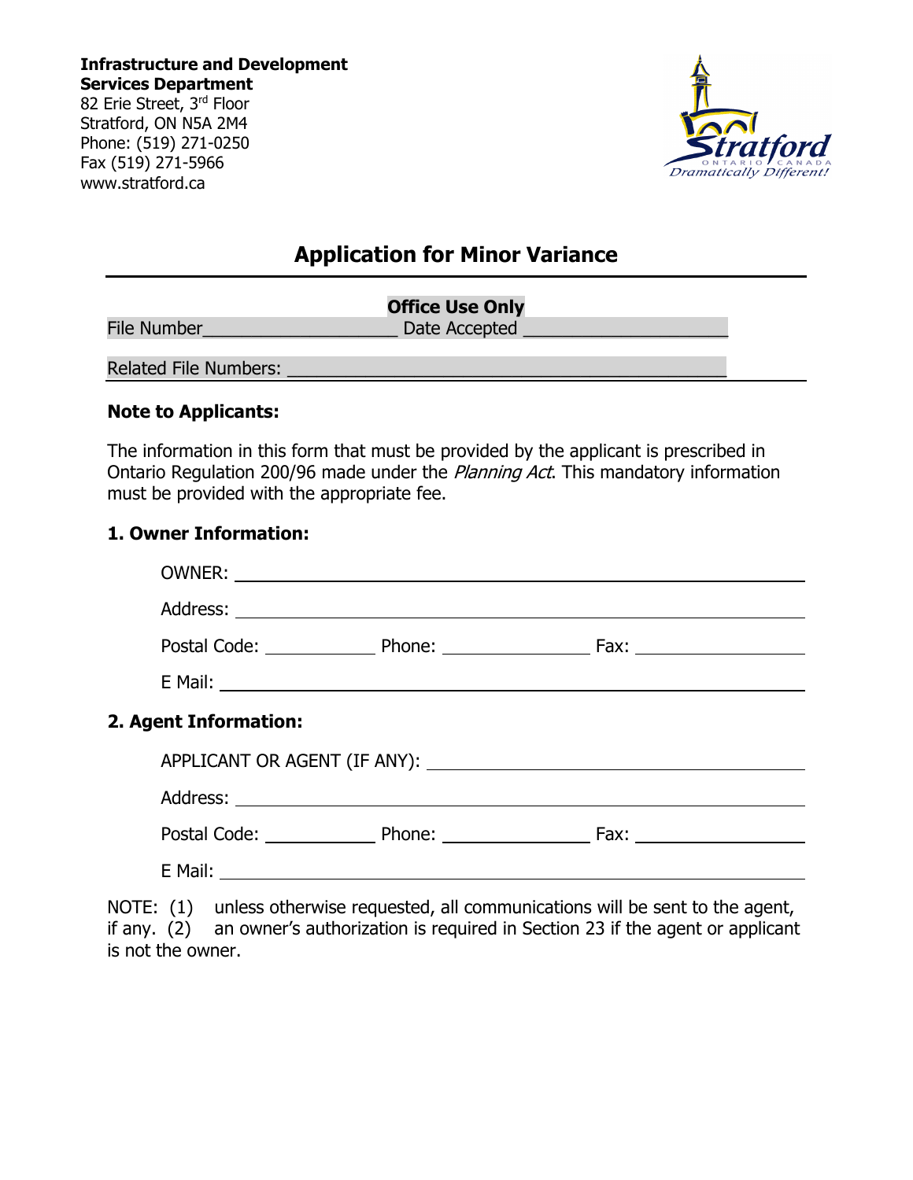**Infrastructure and Development Services Department**
82 Erie Street, 3rd Floor
Stratford, ON N5A 2M4
Phone: (519) 271-0250
Fax (519) 271-5966
www.stratford.ca

Stratford ONTARIO CANADA *Dramatically Different!*

# Application for Minor Variance

**Office Use Only**

File Number\_\_\_\_\_\_\_\_\_\_\_\_\_\_\_\_\_\_\_\_ Date Accepted \_\_\_\_\_\_\_\_\_\_\_\_\_\_\_\_\_\_\_\_

Related File Numbers: \_\_\_\_\_\_\_\_\_\_\_\_\_\_\_\_\_\_\_\_\_\_\_\_\_\_\_\_\_\_\_\_\_\_\_\_\_\_\_\_

### Note to Applicants:

The information in this form that must be provided by the applicant is prescribed in Ontario Regulation 200/96 made under the *Planning Act*. This mandatory information must be provided with the appropriate fee.

### 1. Owner Information:

OWNER: \_\_\_\_\_\_\_\_\_\_\_\_\_\_\_\_\_\_\_\_\_\_\_\_\_\_\_\_\_\_\_\_\_\_\_\_\_\_\_\_

Address: \_\_\_\_\_\_\_\_\_\_\_\_\_\_\_\_\_\_\_\_\_\_\_\_\_\_\_\_\_\_\_\_\_\_\_\_\_\_\_\_

Postal Code: \_\_\_\_\_\_\_\_\_\_ Phone: \_\_\_\_\_\_\_\_\_\_\_\_ Fax: \_\_\_\_\_\_\_\_\_\_\_\_

E Mail: \_\_\_\_\_\_\_\_\_\_\_\_\_\_\_\_\_\_\_\_\_\_\_\_\_\_\_\_\_\_\_\_\_\_\_\_\_\_\_\_

### 2. Agent Information:

APPLICANT OR AGENT (IF ANY): \_\_\_\_\_\_\_\_\_\_\_\_\_\_\_\_\_\_\_\_\_\_\_\_\_\_\_\_

Address: \_\_\_\_\_\_\_\_\_\_\_\_\_\_\_\_\_\_\_\_\_\_\_\_\_\_\_\_\_\_\_\_\_\_\_\_\_\_\_\_

Postal Code: \_\_\_\_\_\_\_\_\_\_ Phone: \_\_\_\_\_\_\_\_\_\_\_\_ Fax: \_\_\_\_\_\_\_\_\_\_\_\_

E Mail: \_\_\_\_\_\_\_\_\_\_\_\_\_\_\_\_\_\_\_\_\_\_\_\_\_\_\_\_\_\_\_\_\_\_\_\_\_\_\_\_

NOTE: (1) unless otherwise requested, all communications will be sent to the agent, if any. (2) an owner's authorization is required in Section 23 if the agent or applicant is not the owner.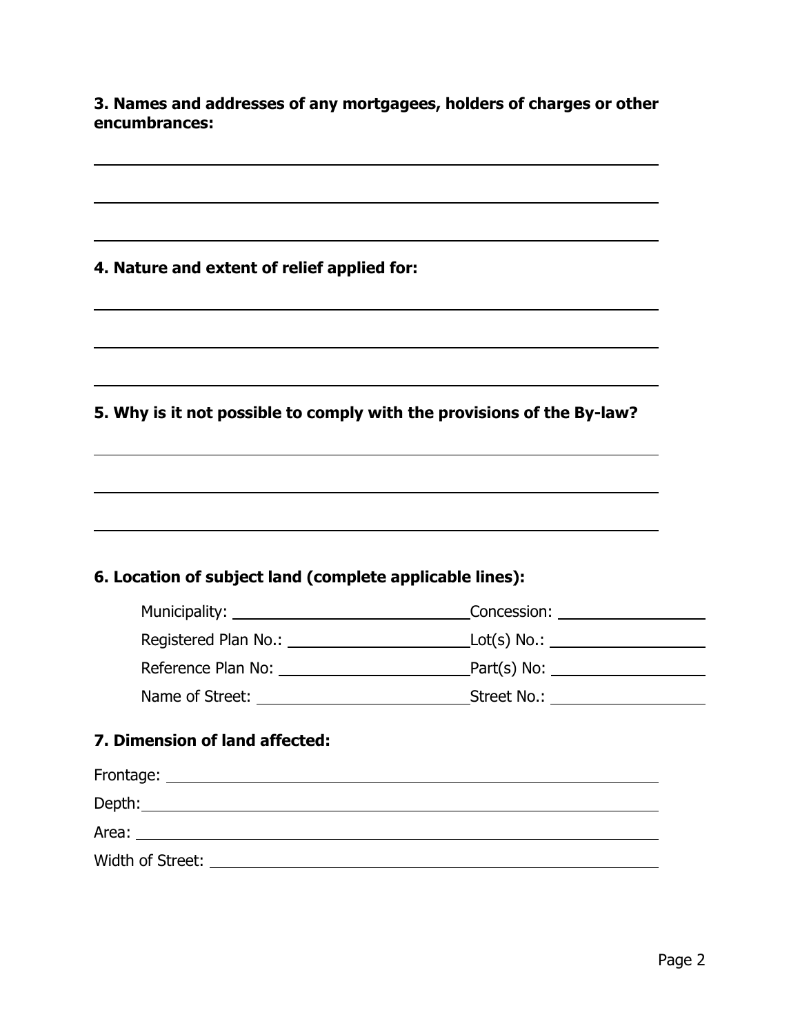**3. Names and addresses of any mortgagees, holders of charges or other encumbrances:**

______________________________________________________________

______________________________________________________________

______________________________________________________________

**4. Nature and extent of relief applied for:**

______________________________________________________________

______________________________________________________________

______________________________________________________________

**5. Why is it not possible to comply with the provisions of the By-law?**

______________________________________________________________

______________________________________________________________

______________________________________________________________

**6. Location of subject land (complete applicable lines):**

Municipality: ____________________________ Concession: __________________

Registered Plan No.: ______________________ Lot(s) No.: ___________________

Reference Plan No: _______________________ Part(s) No: ___________________

Name of Street: __________________________ Street No.: ___________________

**7. Dimension of land affected:**

Frontage: ________________________________________________________

Depth: __________________________________________________________

Area: ___________________________________________________________

Width of Street: __________________________________________________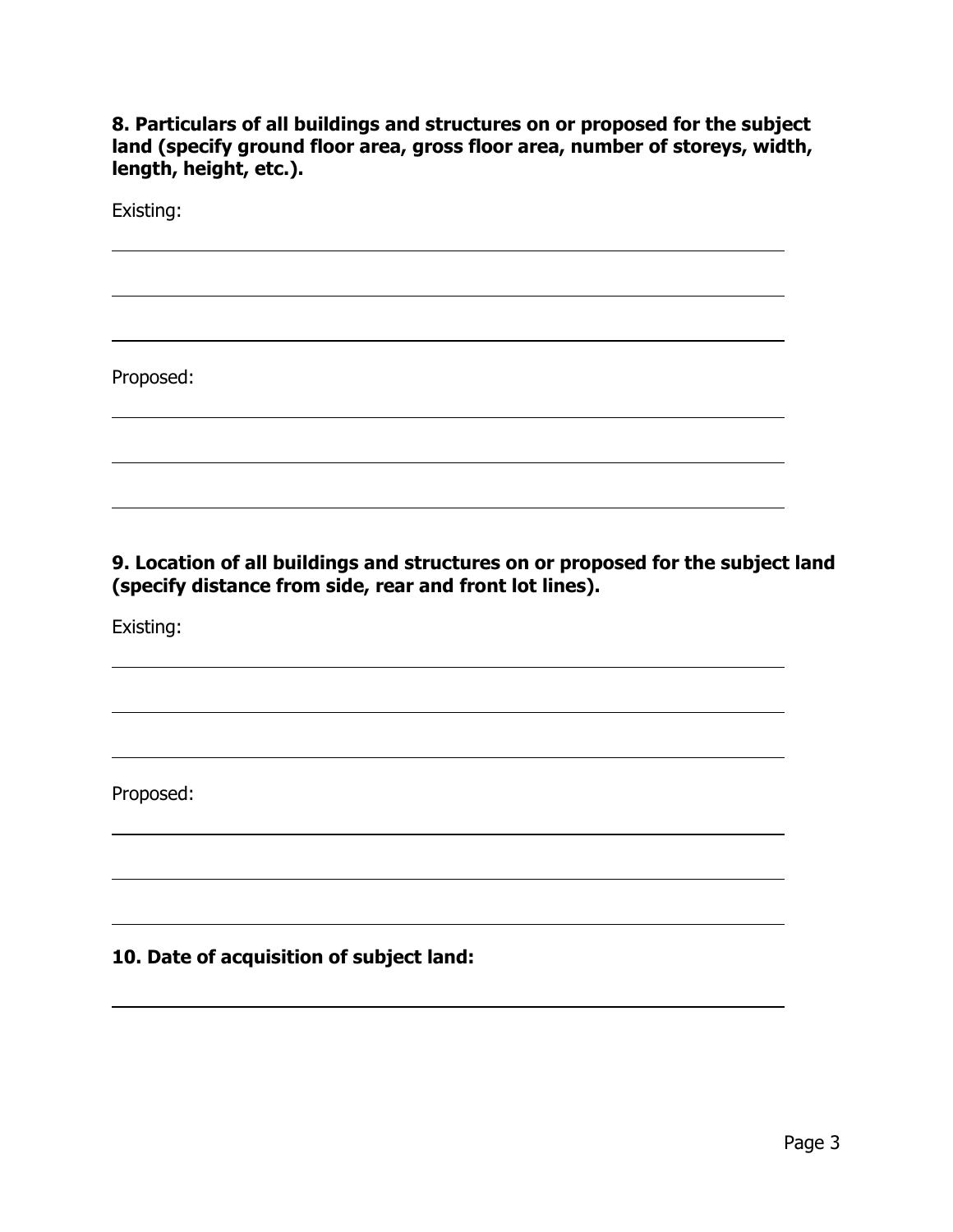**8. Particulars of all buildings and structures on or proposed for the subject land (specify ground floor area, gross floor area, number of storeys, width, length, height, etc.).**

Existing:

\_\_\_\_\_\_\_\_\_\_\_\_\_\_\_\_\_\_\_\_\_\_\_\_\_\_\_\_\_\_\_\_\_\_\_\_\_\_\_\_\_\_\_\_\_\_\_\_\_\_\_\_\_\_\_\_\_\_\_\_

\_\_\_\_\_\_\_\_\_\_\_\_\_\_\_\_\_\_\_\_\_\_\_\_\_\_\_\_\_\_\_\_\_\_\_\_\_\_\_\_\_\_\_\_\_\_\_\_\_\_\_\_\_\_\_\_\_\_\_\_

\_\_\_\_\_\_\_\_\_\_\_\_\_\_\_\_\_\_\_\_\_\_\_\_\_\_\_\_\_\_\_\_\_\_\_\_\_\_\_\_\_\_\_\_\_\_\_\_\_\_\_\_\_\_\_\_\_\_\_\_

Proposed:

\_\_\_\_\_\_\_\_\_\_\_\_\_\_\_\_\_\_\_\_\_\_\_\_\_\_\_\_\_\_\_\_\_\_\_\_\_\_\_\_\_\_\_\_\_\_\_\_\_\_\_\_\_\_\_\_\_\_\_\_

\_\_\_\_\_\_\_\_\_\_\_\_\_\_\_\_\_\_\_\_\_\_\_\_\_\_\_\_\_\_\_\_\_\_\_\_\_\_\_\_\_\_\_\_\_\_\_\_\_\_\_\_\_\_\_\_\_\_\_\_

\_\_\_\_\_\_\_\_\_\_\_\_\_\_\_\_\_\_\_\_\_\_\_\_\_\_\_\_\_\_\_\_\_\_\_\_\_\_\_\_\_\_\_\_\_\_\_\_\_\_\_\_\_\_\_\_\_\_\_\_

**9. Location of all buildings and structures on or proposed for the subject land (specify distance from side, rear and front lot lines).**

Existing:

\_\_\_\_\_\_\_\_\_\_\_\_\_\_\_\_\_\_\_\_\_\_\_\_\_\_\_\_\_\_\_\_\_\_\_\_\_\_\_\_\_\_\_\_\_\_\_\_\_\_\_\_\_\_\_\_\_\_\_\_

\_\_\_\_\_\_\_\_\_\_\_\_\_\_\_\_\_\_\_\_\_\_\_\_\_\_\_\_\_\_\_\_\_\_\_\_\_\_\_\_\_\_\_\_\_\_\_\_\_\_\_\_\_\_\_\_\_\_\_\_

\_\_\_\_\_\_\_\_\_\_\_\_\_\_\_\_\_\_\_\_\_\_\_\_\_\_\_\_\_\_\_\_\_\_\_\_\_\_\_\_\_\_\_\_\_\_\_\_\_\_\_\_\_\_\_\_\_\_\_\_

Proposed:

\_\_\_\_\_\_\_\_\_\_\_\_\_\_\_\_\_\_\_\_\_\_\_\_\_\_\_\_\_\_\_\_\_\_\_\_\_\_\_\_\_\_\_\_\_\_\_\_\_\_\_\_\_\_\_\_\_\_\_\_

\_\_\_\_\_\_\_\_\_\_\_\_\_\_\_\_\_\_\_\_\_\_\_\_\_\_\_\_\_\_\_\_\_\_\_\_\_\_\_\_\_\_\_\_\_\_\_\_\_\_\_\_\_\_\_\_\_\_\_\_

\_\_\_\_\_\_\_\_\_\_\_\_\_\_\_\_\_\_\_\_\_\_\_\_\_\_\_\_\_\_\_\_\_\_\_\_\_\_\_\_\_\_\_\_\_\_\_\_\_\_\_\_\_\_\_\_\_\_\_\_

**10. Date of acquisition of subject land:**

\_\_\_\_\_\_\_\_\_\_\_\_\_\_\_\_\_\_\_\_\_\_\_\_\_\_\_\_\_\_\_\_\_\_\_\_\_\_\_\_\_\_\_\_\_\_\_\_\_\_\_\_\_\_\_\_\_\_\_\_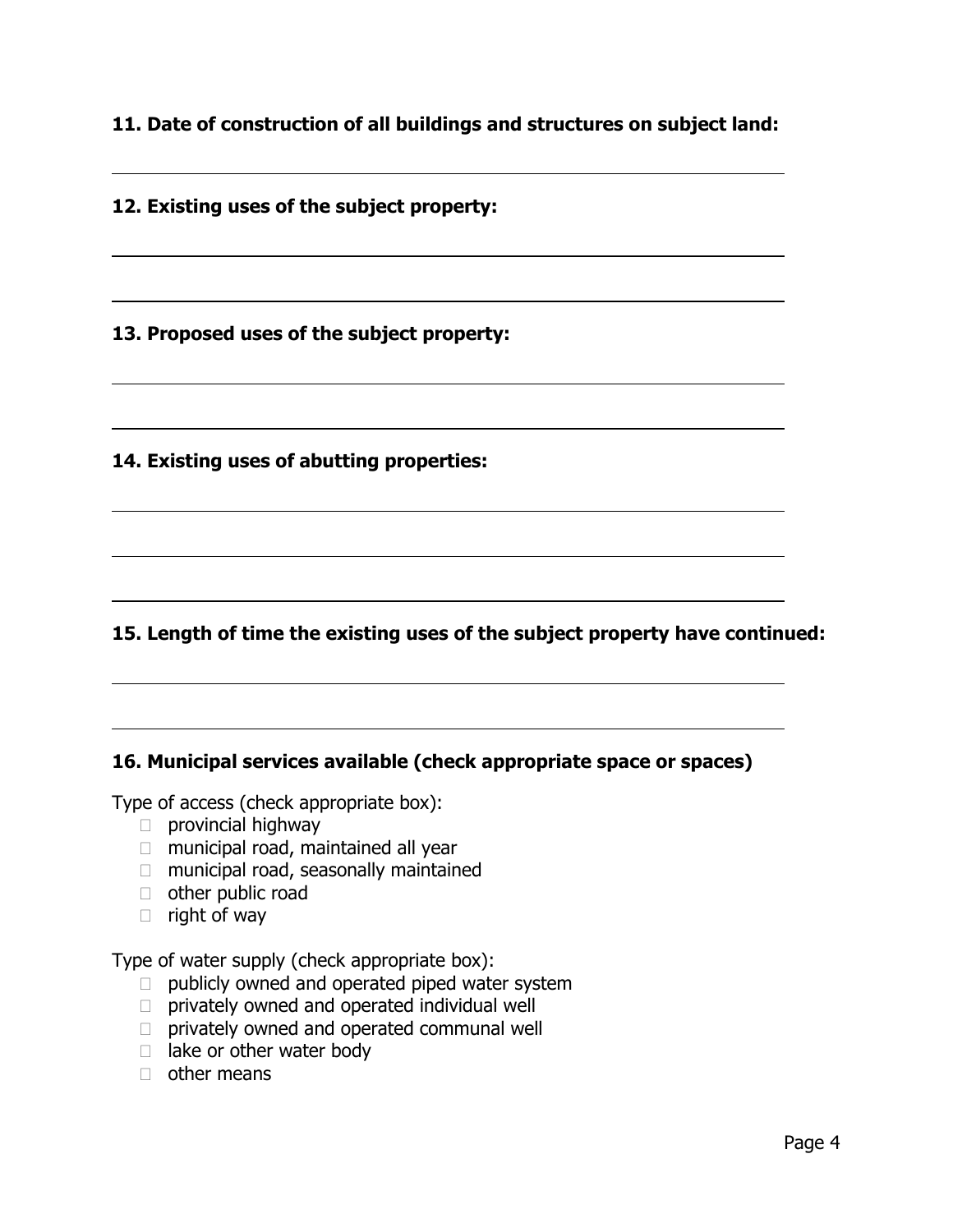**11. Date of construction of all buildings and structures on subject land:**

\_\_\_\_\_\_\_\_\_\_\_\_\_\_\_\_\_\_\_\_\_\_\_\_\_\_\_\_\_\_\_\_\_\_\_\_\_\_\_\_\_\_\_\_\_\_\_\_

**12. Existing uses of the subject property:**

\_\_\_\_\_\_\_\_\_\_\_\_\_\_\_\_\_\_\_\_\_\_\_\_\_\_\_\_\_\_\_\_\_\_\_\_\_\_\_\_\_\_\_\_\_\_\_\_

\_\_\_\_\_\_\_\_\_\_\_\_\_\_\_\_\_\_\_\_\_\_\_\_\_\_\_\_\_\_\_\_\_\_\_\_\_\_\_\_\_\_\_\_\_\_\_\_

**13. Proposed uses of the subject property:**

\_\_\_\_\_\_\_\_\_\_\_\_\_\_\_\_\_\_\_\_\_\_\_\_\_\_\_\_\_\_\_\_\_\_\_\_\_\_\_\_\_\_\_\_\_\_\_\_

\_\_\_\_\_\_\_\_\_\_\_\_\_\_\_\_\_\_\_\_\_\_\_\_\_\_\_\_\_\_\_\_\_\_\_\_\_\_\_\_\_\_\_\_\_\_\_\_

**14. Existing uses of abutting properties:**

\_\_\_\_\_\_\_\_\_\_\_\_\_\_\_\_\_\_\_\_\_\_\_\_\_\_\_\_\_\_\_\_\_\_\_\_\_\_\_\_\_\_\_\_\_\_\_\_

\_\_\_\_\_\_\_\_\_\_\_\_\_\_\_\_\_\_\_\_\_\_\_\_\_\_\_\_\_\_\_\_\_\_\_\_\_\_\_\_\_\_\_\_\_\_\_\_

\_\_\_\_\_\_\_\_\_\_\_\_\_\_\_\_\_\_\_\_\_\_\_\_\_\_\_\_\_\_\_\_\_\_\_\_\_\_\_\_\_\_\_\_\_\_\_\_

**15. Length of time the existing uses of the subject property have continued:**

\_\_\_\_\_\_\_\_\_\_\_\_\_\_\_\_\_\_\_\_\_\_\_\_\_\_\_\_\_\_\_\_\_\_\_\_\_\_\_\_\_\_\_\_\_\_\_\_

\_\_\_\_\_\_\_\_\_\_\_\_\_\_\_\_\_\_\_\_\_\_\_\_\_\_\_\_\_\_\_\_\_\_\_\_\_\_\_\_\_\_\_\_\_\_\_\_

**16. Municipal services available (check appropriate space or spaces)**

Type of access (check appropriate box):

- ☐ provincial highway
- ☐ municipal road, maintained all year
- ☐ municipal road, seasonally maintained
- ☐ other public road
- ☐ right of way

Type of water supply (check appropriate box):

- ☐ publicly owned and operated piped water system
- ☐ privately owned and operated individual well
- ☐ privately owned and operated communal well
- ☐ lake or other water body
- ☐ other means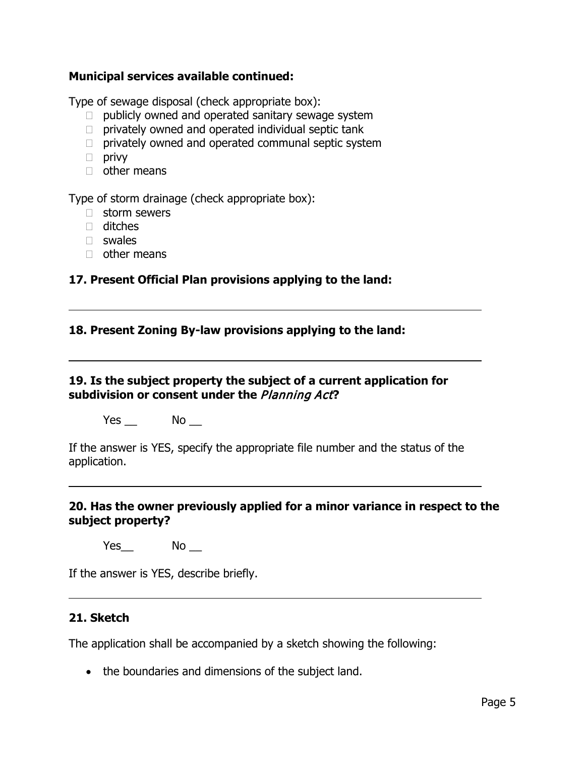**Municipal services available continued:**

Type of sewage disposal (check appropriate box):

- ☐ publicly owned and operated sanitary sewage system
- ☐ privately owned and operated individual septic tank
- ☐ privately owned and operated communal septic system
- ☐ privy
- ☐ other means

Type of storm drainage (check appropriate box):

- ☐ storm sewers
- ☐ ditches
- ☐ swales
- ☐ other means

**17. Present Official Plan provisions applying to the land:**

______________________________________________________________

**18. Present Zoning By-law provisions applying to the land:**

______________________________________________________________

**19. Is the subject property the subject of a current application for subdivision or consent under the *Planning Act*?**

Yes __ No __

If the answer is YES, specify the appropriate file number and the status of the application.

______________________________________________________________

**20. Has the owner previously applied for a minor variance in respect to the subject property?**

Yes__ No __

If the answer is YES, describe briefly.

______________________________________________________________

**21. Sketch**

The application shall be accompanied by a sketch showing the following:

- the boundaries and dimensions of the subject land.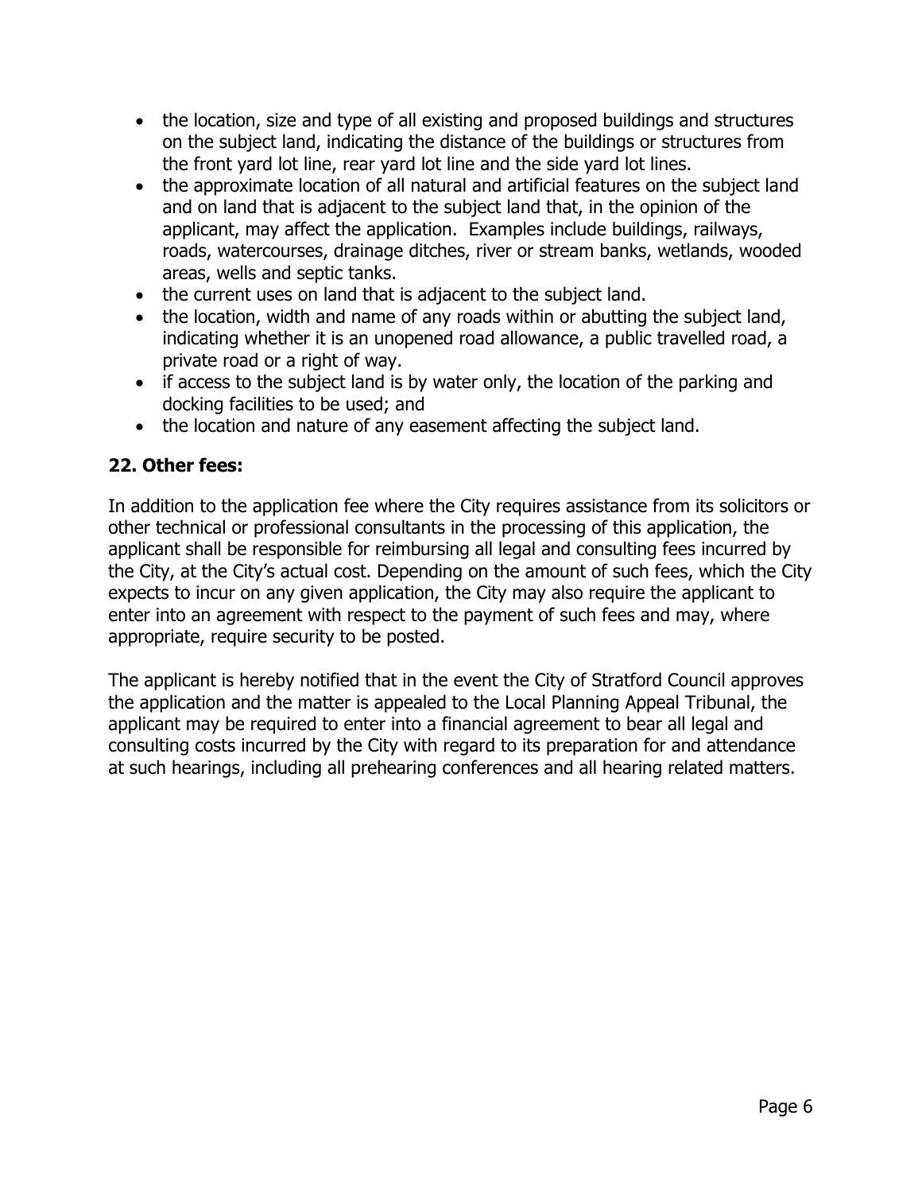- the location, size and type of all existing and proposed buildings and structures on the subject land, indicating the distance of the buildings or structures from the front yard lot line, rear yard lot line and the side yard lot lines.
- the approximate location of all natural and artificial features on the subject land and on land that is adjacent to the subject land that, in the opinion of the applicant, may affect the application. Examples include buildings, railways, roads, watercourses, drainage ditches, river or stream banks, wetlands, wooded areas, wells and septic tanks.
- the current uses on land that is adjacent to the subject land.
- the location, width and name of any roads within or abutting the subject land, indicating whether it is an unopened road allowance, a public travelled road, a private road or a right of way.
- if access to the subject land is by water only, the location of the parking and docking facilities to be used; and
- the location and nature of any easement affecting the subject land.

**22. Other fees:**

In addition to the application fee where the City requires assistance from its solicitors or other technical or professional consultants in the processing of this application, the applicant shall be responsible for reimbursing all legal and consulting fees incurred by the City, at the City's actual cost. Depending on the amount of such fees, which the City expects to incur on any given application, the City may also require the applicant to enter into an agreement with respect to the payment of such fees and may, where appropriate, require security to be posted.

The applicant is hereby notified that in the event the City of Stratford Council approves the application and the matter is appealed to the Local Planning Appeal Tribunal, the applicant may be required to enter into a financial agreement to bear all legal and consulting costs incurred by the City with regard to its preparation for and attendance at such hearings, including all prehearing conferences and all hearing related matters.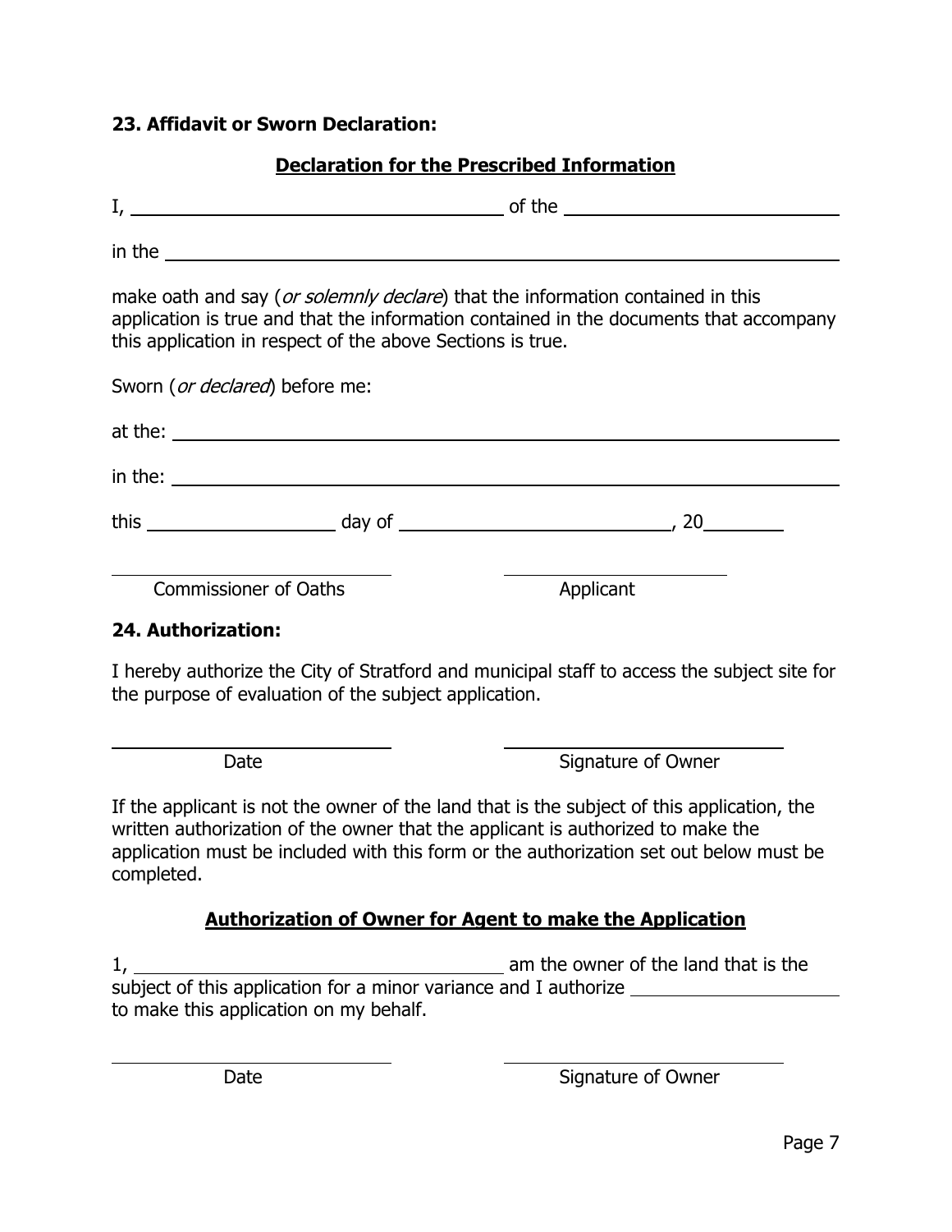### 23. Affidavit or Sworn Declaration:

**Declaration for the Prescribed Information**

I, ______________________________ of the ______________________

in the ____________________________________________________

make oath and say (*or solemnly declare*) that the information contained in this application is true and that the information contained in the documents that accompany this application in respect of the above Sections is true.

Sworn (*or declared*) before me:

at the: ____________________________________________________

in the: ____________________________________________________

this ______________ day of ______________________, 20________

______________________ ______________________

Commissioner of Oaths Applicant

### 24. Authorization:

I hereby authorize the City of Stratford and municipal staff to access the subject site for the purpose of evaluation of the subject application.

______________________ ______________________

Date Signature of Owner

If the applicant is not the owner of the land that is the subject of this application, the written authorization of the owner that the applicant is authorized to make the application must be included with this form or the authorization set out below must be completed.

**Authorization of Owner for Agent to make the Application**

1, ______________________________ am the owner of the land that is the subject of this application for a minor variance and I authorize ______________________ to make this application on my behalf.

______________________ ______________________

Date Signature of Owner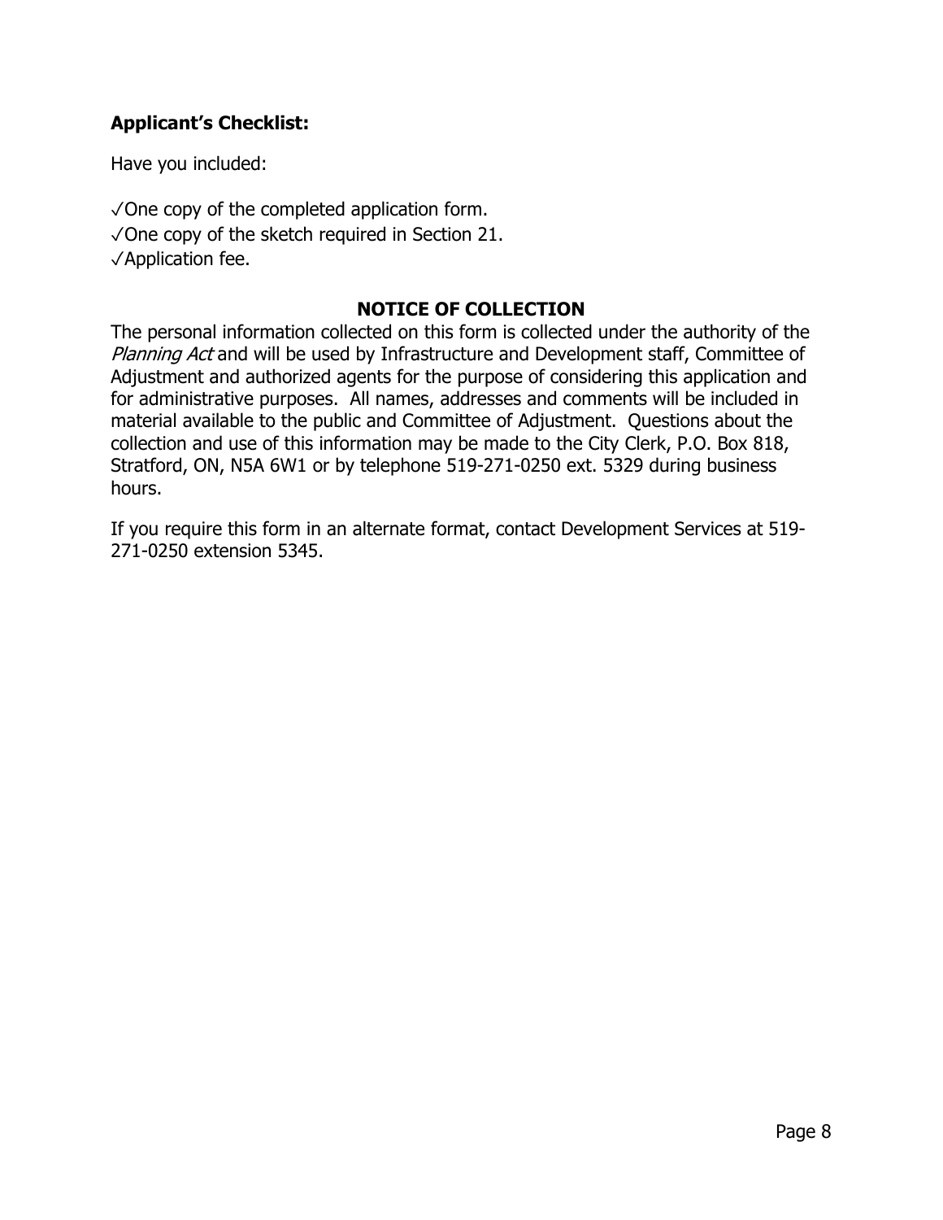**Applicant's Checklist:**

Have you included:

✓One copy of the completed application form.
✓One copy of the sketch required in Section 21.
✓Application fee.

**NOTICE OF COLLECTION**

The personal information collected on this form is collected under the authority of the *Planning Act* and will be used by Infrastructure and Development staff, Committee of Adjustment and authorized agents for the purpose of considering this application and for administrative purposes. All names, addresses and comments will be included in material available to the public and Committee of Adjustment. Questions about the collection and use of this information may be made to the City Clerk, P.O. Box 818, Stratford, ON, N5A 6W1 or by telephone 519-271-0250 ext. 5329 during business hours.

If you require this form in an alternate format, contact Development Services at 519-271-0250 extension 5345.